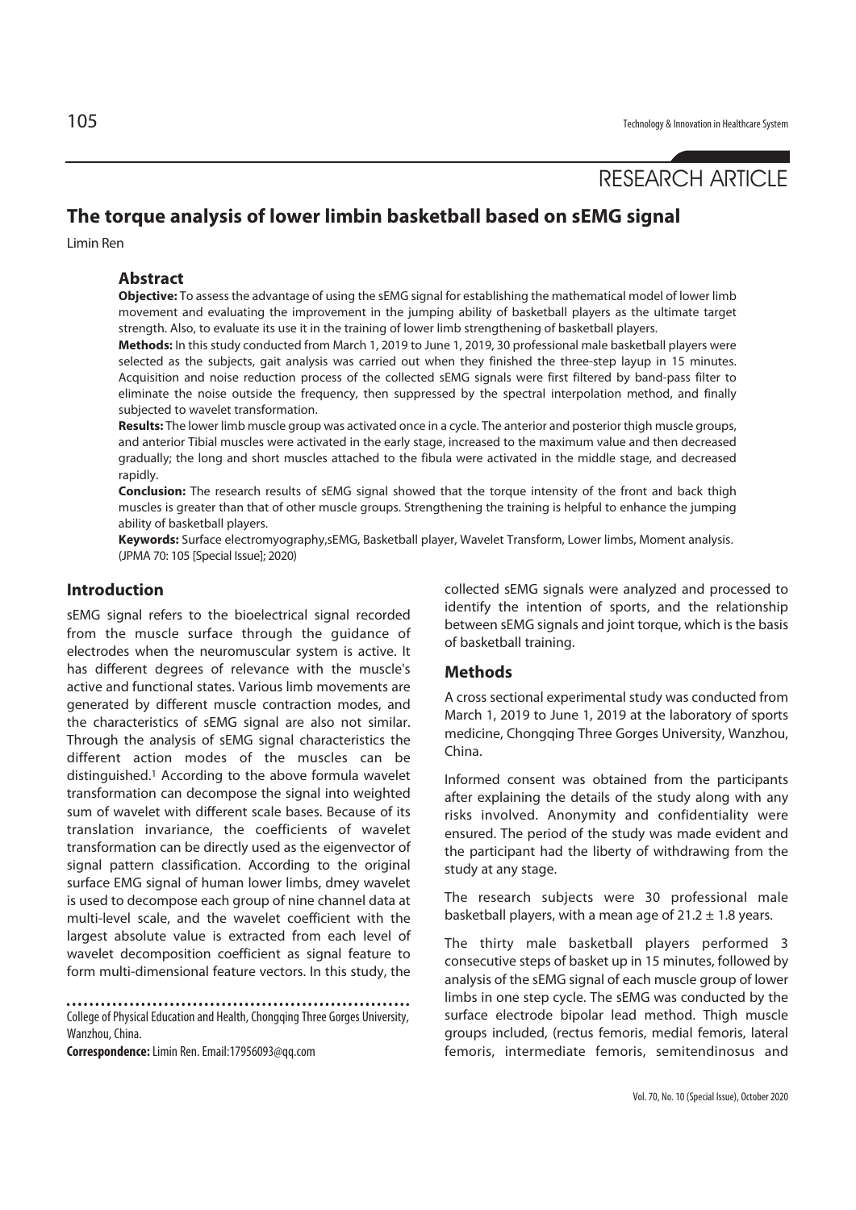RESEARCH ARTICLE

# The torque analysis of lower limbin basketball based on sEMG signal

Limin Ren

## Abstract

**Objective:** To assess the advantage of using the sEMG signal for establishing the mathematical model of lower limb movement and evaluating the improvement in the jumping ability of basketball players as the ultimate target strength. Also, to evaluate its use it in the training of lower limb strengthening of basketball players.

**Methods:** In this study conducted from March 1, 2019 to June 1, 2019, 30 professional male basketball players were selected as the subjects, gait analysis was carried out when they finished the three-step layup in 15 minutes. Acquisition and noise reduction process of the collected sEMG signals were first filtered by band-pass filter to eliminate the noise outside the frequency, then suppressed by the spectral interpolation method, and finally subjected to wavelet transformation.

**Results:** The lower limb muscle group was activated once in a cycle. The anterior and posterior thigh muscle groups, and anterior Tibial muscles were activated in the early stage, increased to the maximum value and then decreased gradually; the long and short muscles attached to the fibula were activated in the middle stage, and decreased rapidly.

**Conclusion:** The research results of sEMG signal showed that the torque intensity of the front and back thigh muscles is greater than that of other muscle groups. Strengthening the training is helpful to enhance the jumping ability of basketball players.

**Keywords:** Surface electromyography,sEMG, Basketball player, Wavelet Transform, Lower limbs, Moment analysis.

(JPMA 70: 105 [Special Issue]; 2020)

## Introduction

sEMG signal refers to the bioelectrical signal recorded from the muscle surface through the guidance of electrodes when the neuromuscular system is active. It has different degrees of relevance with the muscle's active and functional states. Various limb movements are generated by different muscle contraction modes, and the characteristics of sEMG signal are also not similar. Through the analysis of sEMG signal characteristics the different action modes of the muscles can be distinguished.[1] According to the above formula wavelet transformation can decompose the signal into weighted sum of wavelet with different scale bases. Because of its translation invariance, the coefficients of wavelet transformation can be directly used as the eigenvector of signal pattern classification. According to the original surface EMG signal of human lower limbs, dmey wavelet is used to decompose each group of nine channel data at multi-level scale, and the wavelet coefficient with the largest absolute value is extracted from each level of wavelet decomposition coefficient as signal feature to form multi-dimensional feature vectors. In this study, the collected sEMG signals were analyzed and processed to identify the intention of sports, and the relationship between sEMG signals and joint torque, which is the basis of basketball training.

College of Physical Education and Health, Chongqing Three Gorges University, Wanzhou, China.

**Correspondence:** Limin Ren. Email:17956093@qq.com

## Methods

A cross sectional experimental study was conducted from March 1, 2019 to June 1, 2019 at the laboratory of sports medicine, Chongqing Three Gorges University, Wanzhou, China.

Informed consent was obtained from the participants after explaining the details of the study along with any risks involved. Anonymity and confidentiality were ensured. The period of the study was made evident and the participant had the liberty of withdrawing from the study at any stage.

The research subjects were 30 professional male basketball players, with a mean age of $21.2 \pm 1.8$ years.

The thirty male basketball players performed 3 consecutive steps of basket up in 15 minutes, followed by analysis of the sEMG signal of each muscle group of lower limbs in one step cycle. The sEMG was conducted by the surface electrode bipolar lead method. Thigh muscle groups included, (rectus femoris, medial femoris, lateral femoris, intermediate femoris, semitendinosus and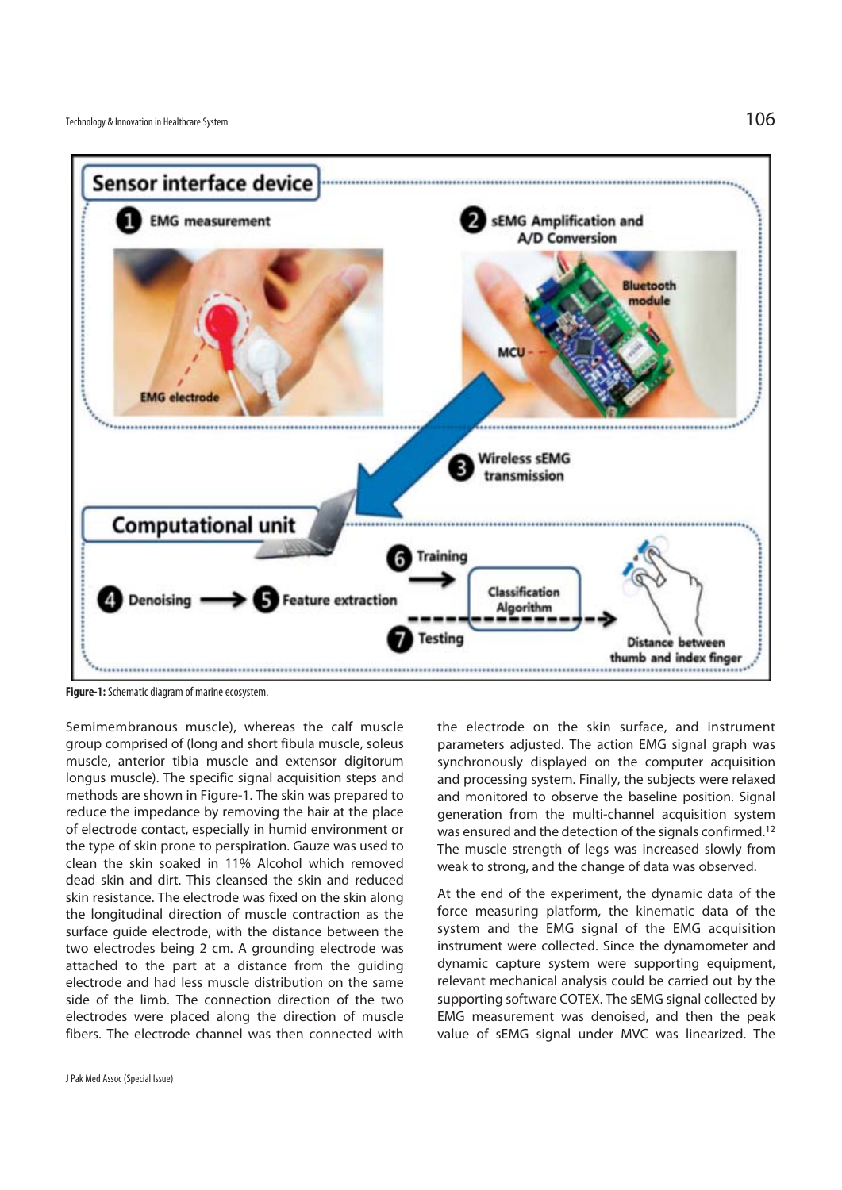Figure-1: Schematic diagram of marine ecosystem.

Semimembranous muscle), whereas the calf muscle group comprised of (long and short fibula muscle, soleus muscle, anterior tibia muscle and extensor digitorum longus muscle). The specific signal acquisition steps and methods are shown in Figure-1. The skin was prepared to reduce the impedance by removing the hair at the place of electrode contact, especially in humid environment or the type of skin prone to perspiration. Gauze was used to clean the skin soaked in 11% Alcohol which removed dead skin and dirt. This cleansed the skin and reduced skin resistance. The electrode was fixed on the skin along the longitudinal direction of muscle contraction as the surface guide electrode, with the distance between the two electrodes being 2 cm. A grounding electrode was attached to the part at a distance from the guiding electrode and had less muscle distribution on the same side of the limb. The connection direction of the two electrodes were placed along the direction of muscle fibers. The electrode channel was then connected with the electrode on the skin surface, and instrument parameters adjusted. The action EMG signal graph was synchronously displayed on the computer acquisition and processing system. Finally, the subjects were relaxed and monitored to observe the baseline position. Signal generation from the multi-channel acquisition system was ensured and the detection of the signals confirmed.[12] The muscle strength of legs was increased slowly from weak to strong, and the change of data was observed.

At the end of the experiment, the dynamic data of the force measuring platform, the kinematic data of the system and the EMG signal of the EMG acquisition instrument were collected. Since the dynamometer and dynamic capture system were supporting equipment, relevant mechanical analysis could be carried out by the supporting software COTEX. The sEMG signal collected by EMG measurement was denoised, and then the peak value of sEMG signal under MVC was linearized. The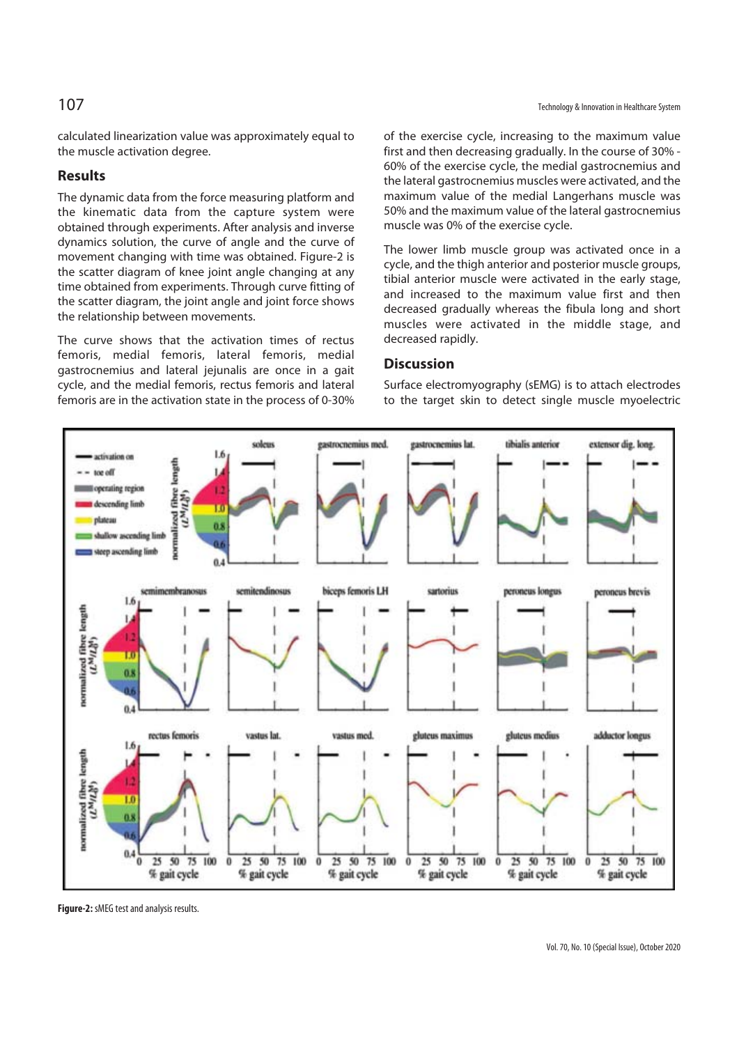calculated linearization value was approximately equal to the muscle activation degree.

## Results

The dynamic data from the force measuring platform and the kinematic data from the capture system were obtained through experiments. After analysis and inverse dynamics solution, the curve of angle and the curve of movement changing with time was obtained. Figure-2 is the scatter diagram of knee joint angle changing at any time obtained from experiments. Through curve fitting of the scatter diagram, the joint angle and joint force shows the relationship between movements.

The curve shows that the activation times of rectus femoris, medial femoris, lateral femoris, medial gastrocnemius and lateral jejunalis are once in a gait cycle, and the medial femoris, rectus femoris and lateral femoris are in the activation state in the process of 0-30% of the exercise cycle, increasing to the maximum value first and then decreasing gradually. In the course of 30% - 60% of the exercise cycle, the medial gastrocnemius and the lateral gastrocnemius muscles were activated, and the maximum value of the medial Langerhans muscle was 50% and the maximum value of the lateral gastrocnemius muscle was 0% of the exercise cycle.

The lower limb muscle group was activated once in a cycle, and the thigh anterior and posterior muscle groups, tibial anterior muscle were activated in the early stage, and increased to the maximum value first and then decreased gradually whereas the fibula long and short muscles were activated in the middle stage, and decreased rapidly.

## Discussion

Surface electromyography (sEMG) is to attach electrodes to the target skin to detect single muscle myoelectric

**Figure-2:** sMEG test and analysis results.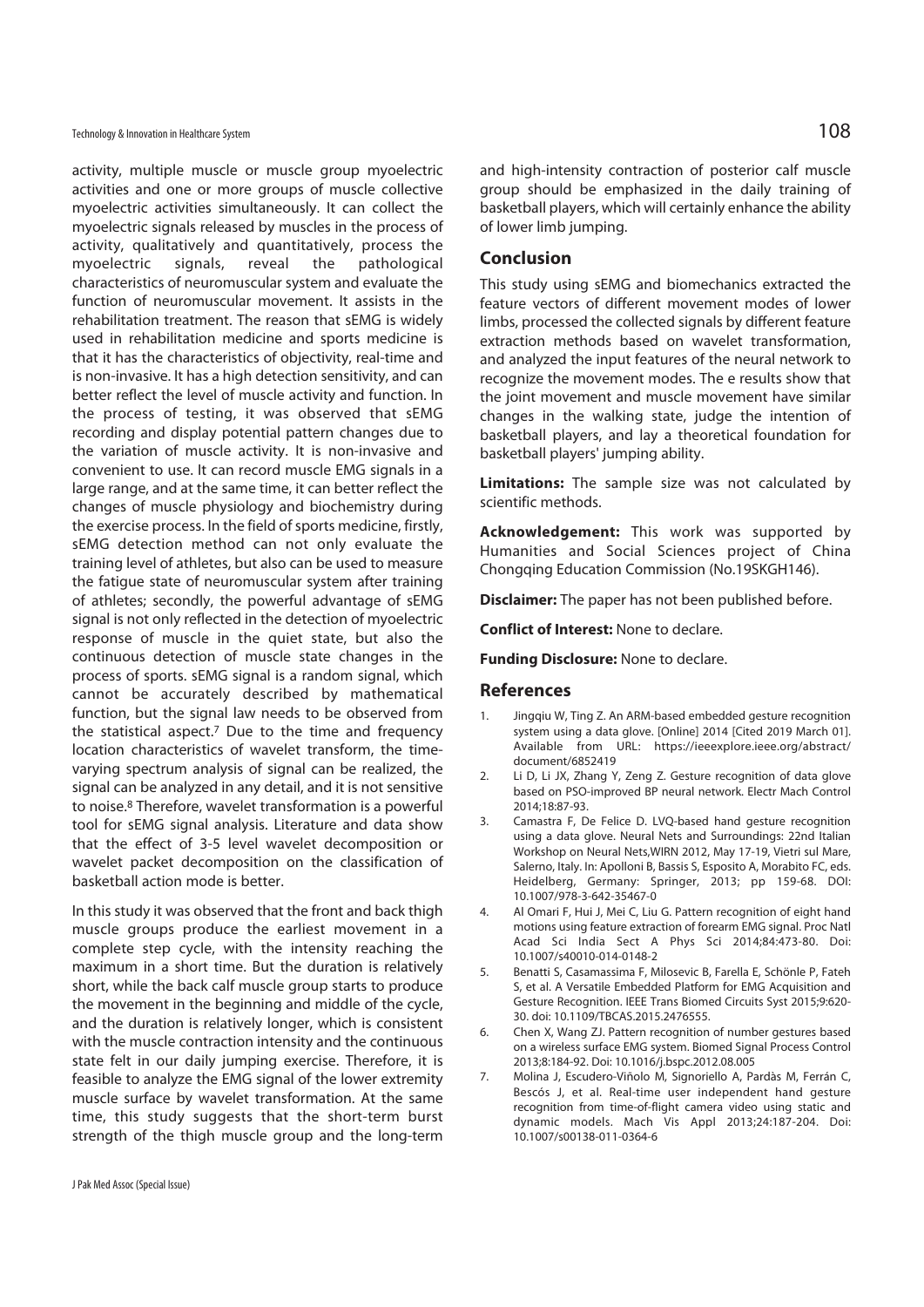activity, multiple muscle or muscle group myoelectric activities and one or more groups of muscle collective myoelectric activities simultaneously. It can collect the myoelectric signals released by muscles in the process of activity, qualitatively and quantitatively, process the myoelectric signals, reveal the pathological characteristics of neuromuscular system and evaluate the function of neuromuscular movement. It assists in the rehabilitation treatment. The reason that sEMG is widely used in rehabilitation medicine and sports medicine is that it has the characteristics of objectivity, real-time and is non-invasive. It has a high detection sensitivity, and can better reflect the level of muscle activity and function. In the process of testing, it was observed that sEMG recording and display potential pattern changes due to the variation of muscle activity. It is non-invasive and convenient to use. It can record muscle EMG signals in a large range, and at the same time, it can better reflect the changes of muscle physiology and biochemistry during the exercise process. In the field of sports medicine, firstly, sEMG detection method can not only evaluate the training level of athletes, but also can be used to measure the fatigue state of neuromuscular system after training of athletes; secondly, the powerful advantage of sEMG signal is not only reflected in the detection of myoelectric response of muscle in the quiet state, but also the continuous detection of muscle state changes in the process of sports. sEMG signal is a random signal, which cannot be accurately described by mathematical function, but the signal law needs to be observed from the statistical aspect.[7] Due to the time and frequency location characteristics of wavelet transform, the time-varying spectrum analysis of signal can be realized, the signal can be analyzed in any detail, and it is not sensitive to noise.[8] Therefore, wavelet transformation is a powerful tool for sEMG signal analysis. Literature and data show that the effect of 3-5 level wavelet decomposition or wavelet packet decomposition on the classification of basketball action mode is better.

In this study it was observed that the front and back thigh muscle groups produce the earliest movement in a complete step cycle, with the intensity reaching the maximum in a short time. But the duration is relatively short, while the back calf muscle group starts to produce the movement in the beginning and middle of the cycle, and the duration is relatively longer, which is consistent with the muscle contraction intensity and the continuous state felt in our daily jumping exercise. Therefore, it is feasible to analyze the EMG signal of the lower extremity muscle surface by wavelet transformation. At the same time, this study suggests that the short-term burst strength of the thigh muscle group and the long-term and high-intensity contraction of posterior calf muscle group should be emphasized in the daily training of basketball players, which will certainly enhance the ability of lower limb jumping.

## Conclusion

This study using sEMG and biomechanics extracted the feature vectors of different movement modes of lower limbs, processed the collected signals by different feature extraction methods based on wavelet transformation, and analyzed the input features of the neural network to recognize the movement modes. The e results show that the joint movement and muscle movement have similar changes in the walking state, judge the intention of basketball players, and lay a theoretical foundation for basketball players' jumping ability.

**Limitations:** The sample size was not calculated by scientific methods.

**Acknowledgement:** This work was supported by Humanities and Social Sciences project of China Chongqing Education Commission (No.19SKGH146).

**Disclaimer:** The paper has not been published before.

**Conflict of Interest:** None to declare.

**Funding Disclosure:** None to declare.

## References

1. Jingqiu W, Ting Z. An ARM-based embedded gesture recognition system using a data glove. [Online] 2014 [Cited 2019 March 01]. Available from URL: https://ieeexplore.ieee.org/abstract/document/6852419
2. Li D, Li JX, Zhang Y, Zeng Z. Gesture recognition of data glove based on PSO-improved BP neural network. Electr Mach Control 2014;18:87-93.
3. Camastra F, De Felice D. LVQ-based hand gesture recognition using a data glove. Neural Nets and Surroundings: 22nd Italian Workshop on Neural Nets,WIRN 2012, May 17-19, Vietri sul Mare, Salerno, Italy. In: Apolloni B, Bassis S, Esposito A, Morabito FC, eds. Heidelberg, Germany: Springer, 2013; pp 159-68. DOI: 10.1007/978-3-642-35467-0
4. Al Omari F, Hui J, Mei C, Liu G. Pattern recognition of eight hand motions using feature extraction of forearm EMG signal. Proc Natl Acad Sci India Sect A Phys Sci 2014;84:473-80. Doi: 10.1007/s40010-014-0148-2
5. Benatti S, Casamassima F, Milosevic B, Farella E, Schönle P, Fateh S, et al. A Versatile Embedded Platform for EMG Acquisition and Gesture Recognition. IEEE Trans Biomed Circuits Syst 2015;9:620-30. doi: 10.1109/TBCAS.2015.2476555.
6. Chen X, Wang ZJ. Pattern recognition of number gestures based on a wireless surface EMG system. Biomed Signal Process Control 2013;8:184-92. Doi: 10.1016/j.bspc.2012.08.005
7. Molina J, Escudero-Viñolo M, Signoriello A, Pardàs M, Ferrán C, Bescós J, et al. Real-time user independent hand gesture recognition from time-of-flight camera video using static and dynamic models. Mach Vis Appl 2013;24:187-204. Doi: 10.1007/s00138-011-0364-6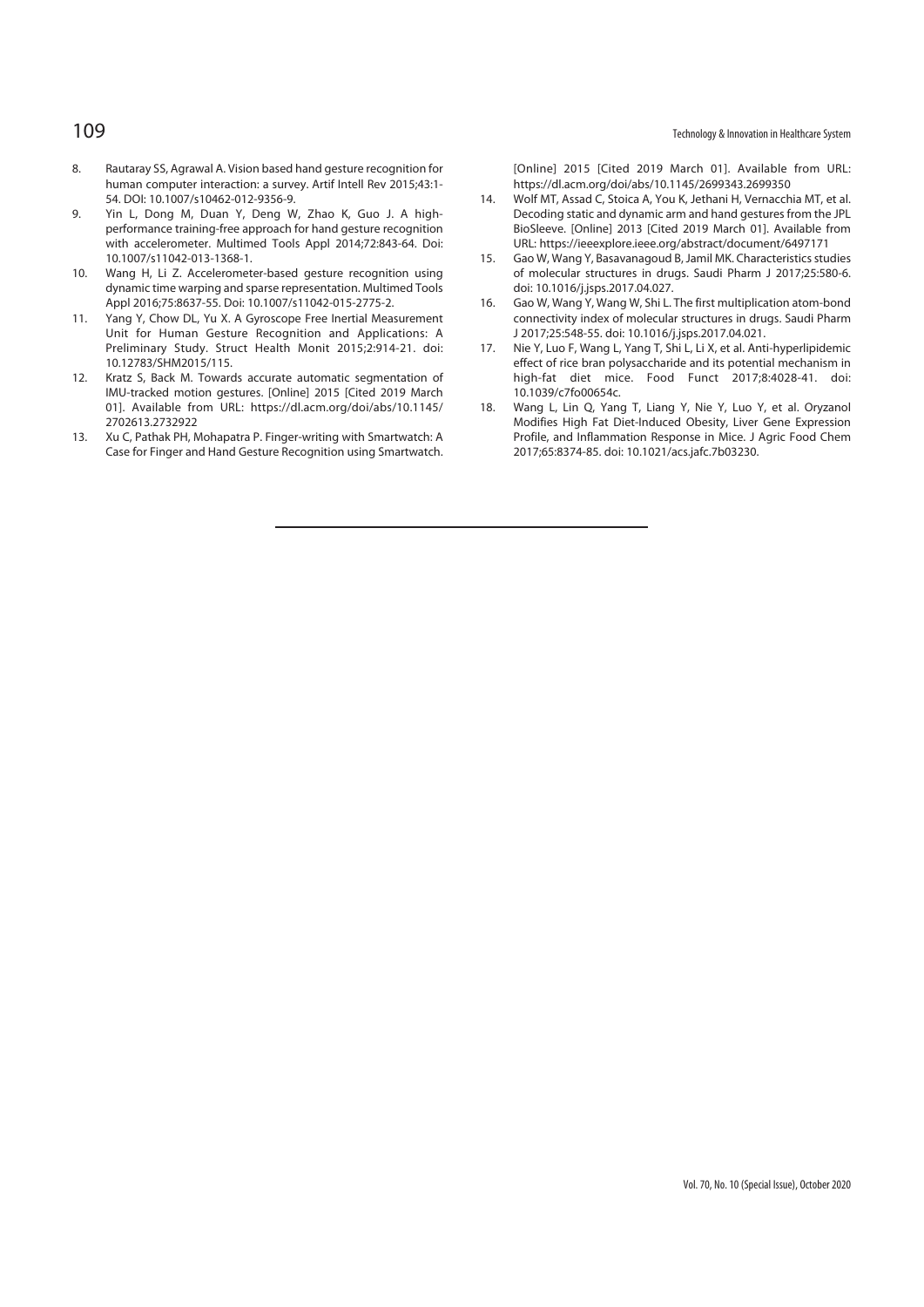8. Rautaray SS, Agrawal A. Vision based hand gesture recognition for human computer interaction: a survey. Artif Intell Rev 2015;43:1-54. DOI: 10.1007/s10462-012-9356-9.
9. Yin L, Dong M, Duan Y, Deng W, Zhao K, Guo J. A high-performance training-free approach for hand gesture recognition with accelerometer. Multimed Tools Appl 2014;72:843-64. Doi: 10.1007/s11042-013-1368-1.
10. Wang H, Li Z. Accelerometer-based gesture recognition using dynamic time warping and sparse representation. Multimed Tools Appl 2016;75:8637-55. Doi: 10.1007/s11042-015-2775-2.
11. Yang Y, Chow DL, Yu X. A Gyroscope Free Inertial Measurement Unit for Human Gesture Recognition and Applications: A Preliminary Study. Struct Health Monit 2015;2:914-21. doi: 10.12783/SHM2015/115.
12. Kratz S, Back M. Towards accurate automatic segmentation of IMU-tracked motion gestures. [Online] 2015 [Cited 2019 March 01]. Available from URL: https://dl.acm.org/doi/abs/10.1145/2702613.2732922
13. Xu C, Pathak PH, Mohapatra P. Finger-writing with Smartwatch: A Case for Finger and Hand Gesture Recognition using Smartwatch. [Online] 2015 [Cited 2019 March 01]. Available from URL: https://dl.acm.org/doi/abs/10.1145/2699343.2699350
14. Wolf MT, Assad C, Stoica A, You K, Jethani H, Vernacchia MT, et al. Decoding static and dynamic arm and hand gestures from the JPL BioSleeve. [Online] 2013 [Cited 2019 March 01]. Available from URL: https://ieeexplore.ieee.org/abstract/document/6497171
15. Gao W, Wang Y, Basavanagoud B, Jamil MK. Characteristics studies of molecular structures in drugs. Saudi Pharm J 2017;25:580-6. doi: 10.1016/j.jsps.2017.04.027.
16. Gao W, Wang Y, Wang W, Shi L. The first multiplication atom-bond connectivity index of molecular structures in drugs. Saudi Pharm J 2017;25:548-55. doi: 10.1016/j.jsps.2017.04.021.
17. Nie Y, Luo F, Wang L, Yang T, Shi L, Li X, et al. Anti-hyperlipidemic effect of rice bran polysaccharide and its potential mechanism in high-fat diet mice. Food Funct 2017;8:4028-41. doi: 10.1039/c7fo00654c.
18. Wang L, Lin Q, Yang T, Liang Y, Nie Y, Luo Y, et al. Oryzanol Modifies High Fat Diet-Induced Obesity, Liver Gene Expression Profile, and Inflammation Response in Mice. J Agric Food Chem 2017;65:8374-85. doi: 10.1021/acs.jafc.7b03230.